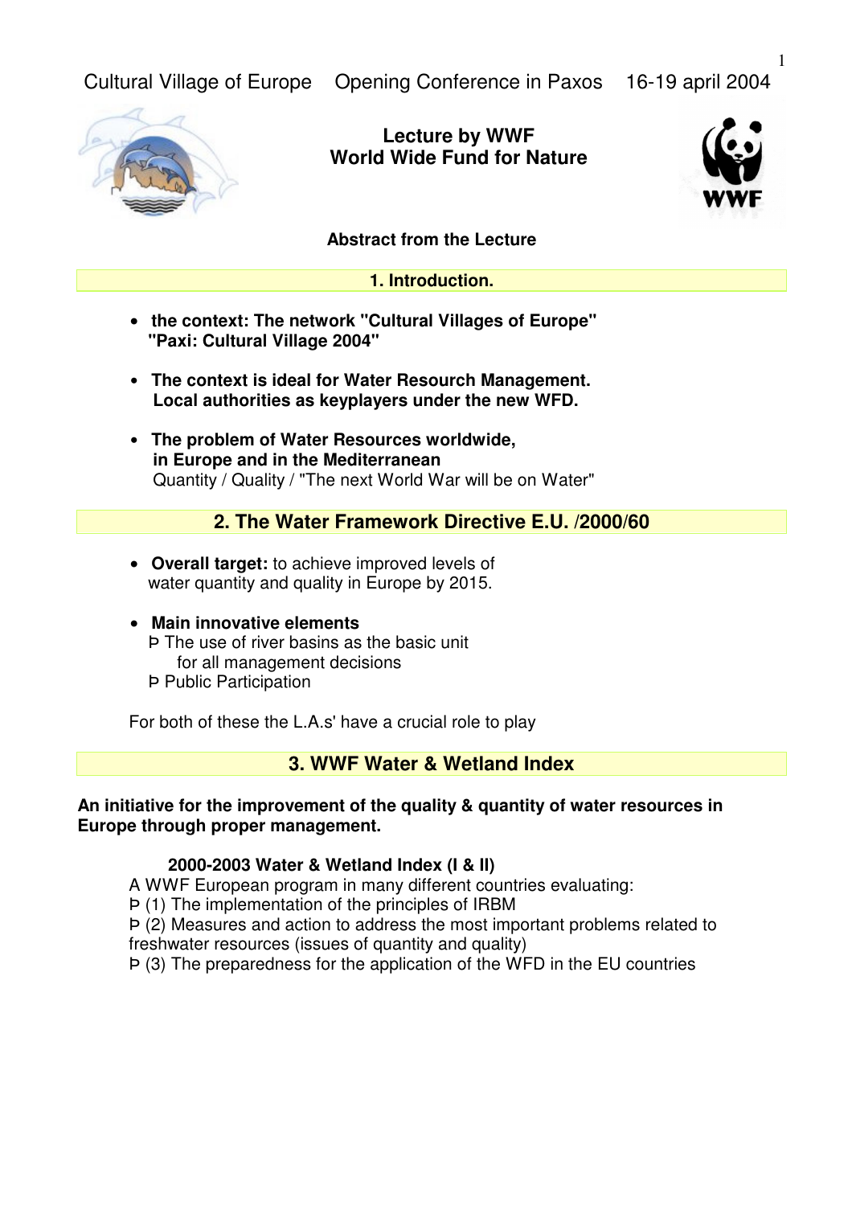Cultural Village of Europe    Opening Conference in Paxos    16-19 april 2004

**Lecture by WWF**
**World Wide Fund for Nature**

**Abstract from the Lecture**

## 1. Introduction.

- **the context: The network "Cultural Villages of Europe" "Paxi: Cultural Village 2004"**
- **The context is ideal for Water Resourch Management. Local authorities as keyplayers under the new WFD.**
- **The problem of Water Resources worldwide, in Europe and in the Mediterranean**
  Quantity / Quality / "The next World War will be on Water"

## 2. The Water Framework Directive E.U. /2000/60

- **Overall target:** to achieve improved levels of water quantity and quality in Europe by 2015.
- **Main innovative elements**
  Þ The use of river basins as the basic unit for all management decisions
  Þ Public Participation

For both of these the L.A.s' have a crucial role to play

## 3. WWF Water & Wetland Index

**An initiative for the improvement of the quality & quantity of water resources in Europe through proper management.**

**2000-2003 Water & Wetland Index (I & II)**

A WWF European program in many different countries evaluating:
Þ (1) The implementation of the principles of IRBM
Þ (2) Measures and action to address the most important problems related to freshwater resources (issues of quantity and quality)
Þ (3) The preparedness for the application of the WFD in the EU countries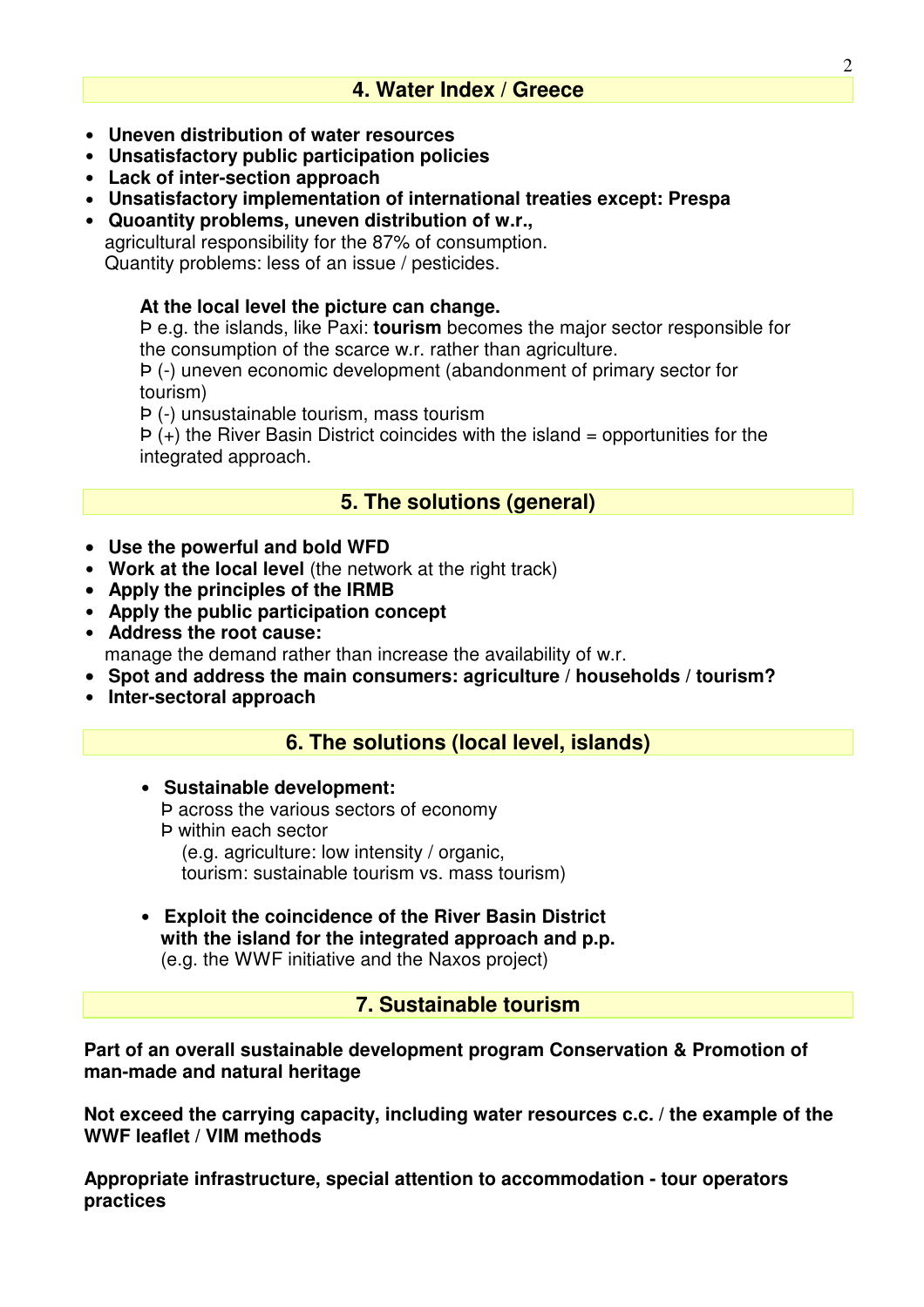## 4. Water Index / Greece

- **Uneven distribution of water resources**
- **Unsatisfactory public participation policies**
- **Lack of inter-section approach**
- **Unsatisfactory implementation of international treaties except: Prespa**
- **Quoantity problems, uneven distribution of w.r.,**
  agricultural responsibility for the 87% of consumption.
  Quantity problems: less of an issue / pesticides.

  **At the local level the picture can change.**
  Þ e.g. the islands, like Paxi: **tourism** becomes the major sector responsible for the consumption of the scarce w.r. rather than agriculture.
  Þ (-) uneven economic development (abandonment of primary sector for tourism)
  Þ (-) unsustainable tourism, mass tourism
  Þ (+) the River Basin District coincides with the island = opportunities for the integrated approach.

## 5. The solutions (general)

- **Use the powerful and bold WFD**
- **Work at the local level** (the network at the right track)
- **Apply the principles of the IRMB**
- **Apply the public participation concept**
- **Address the root cause:**
  manage the demand rather than increase the availability of w.r.
- **Spot and address the main consumers: agriculture / households / tourism?**
- **Inter-sectoral approach**

## 6. The solutions (local level, islands)

- **Sustainable development:**
  Þ across the various sectors of economy
  Þ within each sector
  (e.g. agriculture: low intensity / organic,
  tourism: sustainable tourism vs. mass tourism)

- **Exploit the coincidence of the River Basin District with the island for the integrated approach and p.p.**
  (e.g. the WWF initiative and the Naxos project)

## 7. Sustainable tourism

**Part of an overall sustainable development program Conservation & Promotion of man-made and natural heritage**

**Not exceed the carrying capacity, including water resources c.c. / the example of the WWF leaflet / VIM methods**

**Appropriate infrastructure, special attention to accommodation - tour operators practices**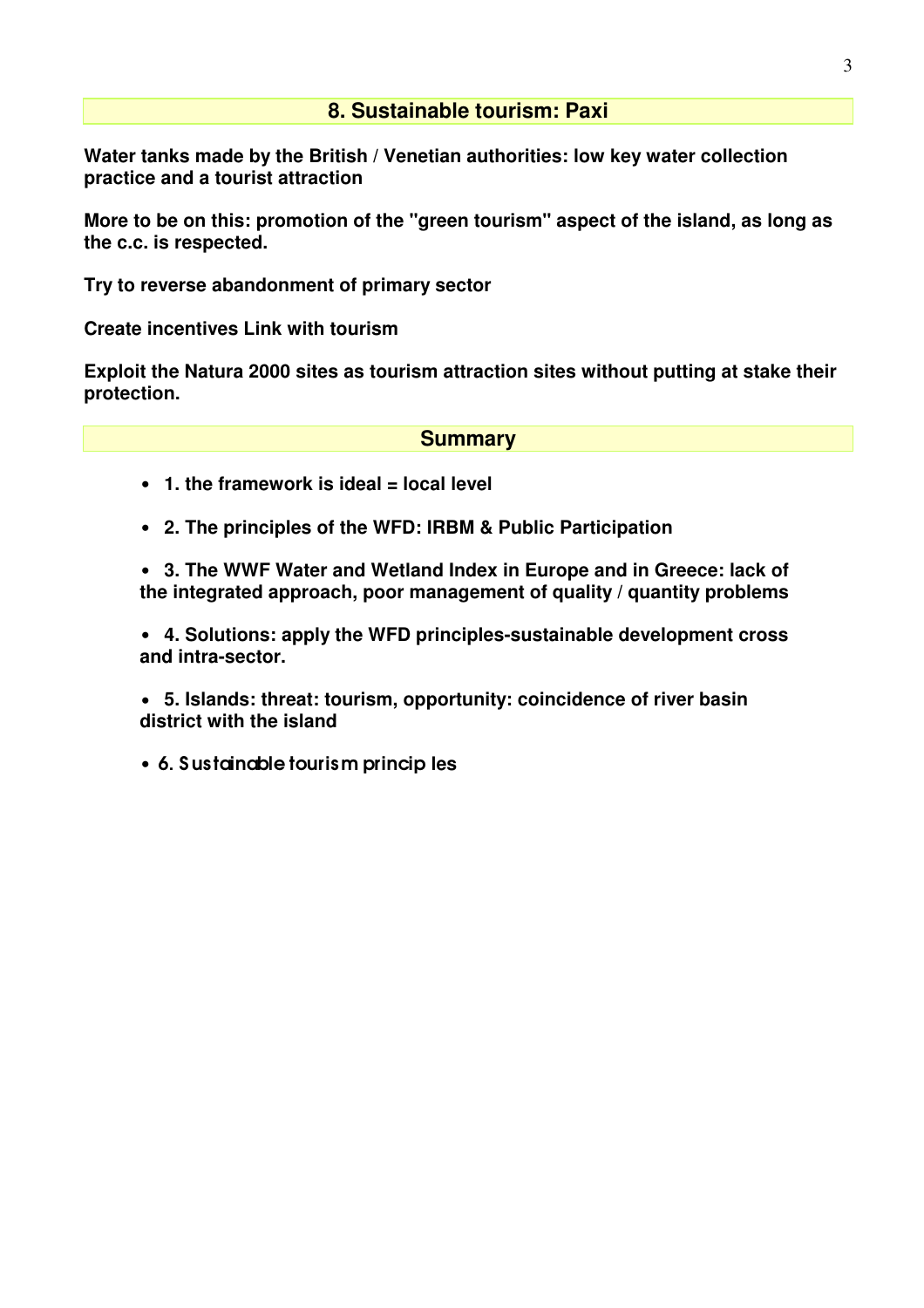## 8. Sustainable tourism: Paxi

**Water tanks made by the British / Venetian authorities: low key water collection practice and a tourist attraction**

**More to be on this: promotion of the "green tourism" aspect of the island, as long as the c.c. is respected.**

**Try to reverse abandonment of primary sector**

**Create incentives Link with tourism**

**Exploit the Natura 2000 sites as tourism attraction sites without putting at stake their protection.**

## Summary

- **1. the framework is ideal = local level**
- **2. The principles of the WFD: IRBM & Public Participation**
- **3. The WWF Water and Wetland Index in Europe and in Greece: lack of the integrated approach, poor management of quality / quantity problems**
- **4. Solutions: apply the WFD principles-sustainable development cross and intra-sector.**
- **5. Islands: threat: tourism, opportunity: coincidence of river basin district with the island**
- **6. Sustainable tourism principles**